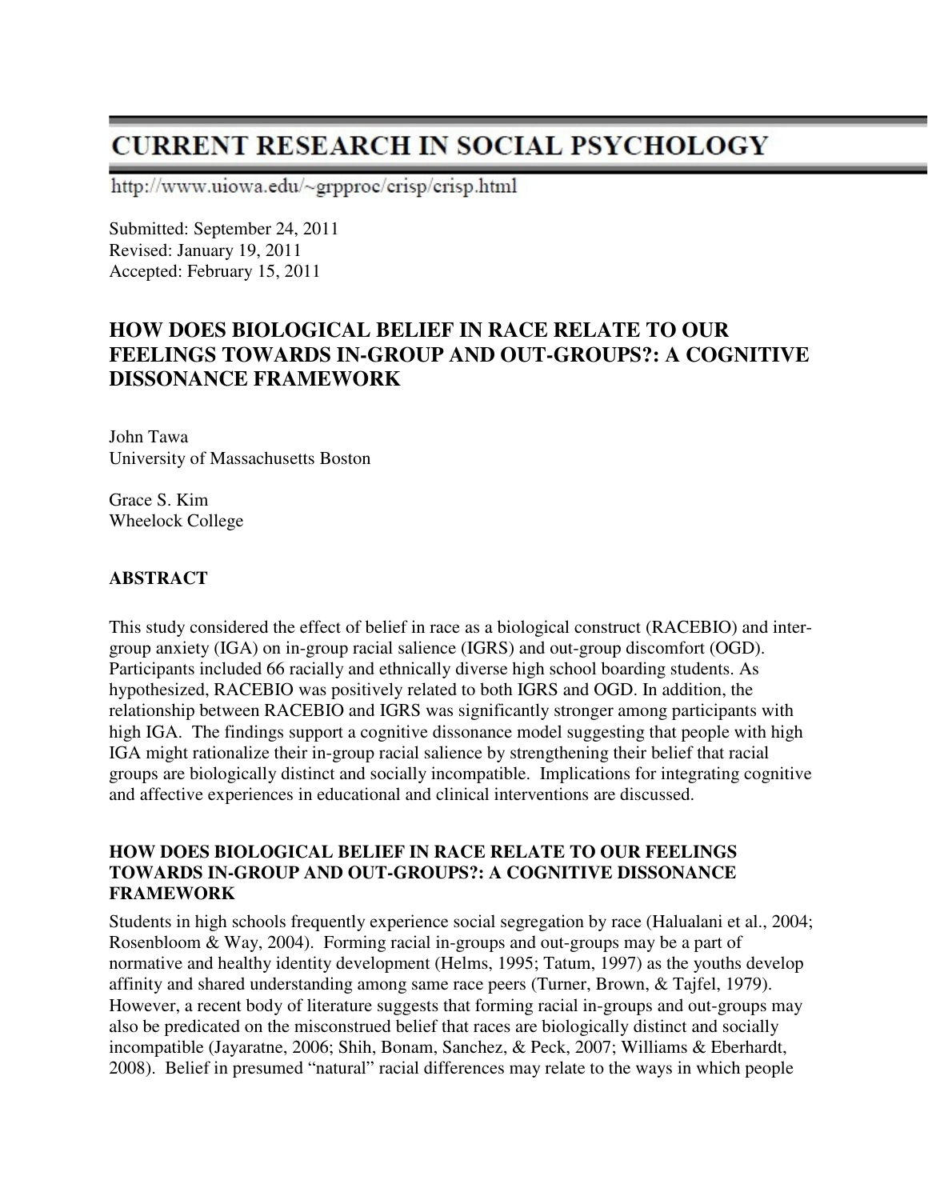# CURRENT RESEARCH IN SOCIAL PSYCHOLOGY

http://www.uiowa.edu/~grpproc/crisp/crisp.html

Submitted: September 24, 2011
Revised: January 19, 2011
Accepted: February 15, 2011

## HOW DOES BIOLOGICAL BELIEF IN RACE RELATE TO OUR FEELINGS TOWARDS IN-GROUP AND OUT-GROUPS?: A COGNITIVE DISSONANCE FRAMEWORK

John Tawa
University of Massachusetts Boston

Grace S. Kim
Wheelock College

### ABSTRACT

This study considered the effect of belief in race as a biological construct (RACEBIO) and inter-group anxiety (IGA) on in-group racial salience (IGRS) and out-group discomfort (OGD). Participants included 66 racially and ethnically diverse high school boarding students. As hypothesized, RACEBIO was positively related to both IGRS and OGD. In addition, the relationship between RACEBIO and IGRS was significantly stronger among participants with high IGA. The findings support a cognitive dissonance model suggesting that people with high IGA might rationalize their in-group racial salience by strengthening their belief that racial groups are biologically distinct and socially incompatible. Implications for integrating cognitive and affective experiences in educational and clinical interventions are discussed.

### HOW DOES BIOLOGICAL BELIEF IN RACE RELATE TO OUR FEELINGS TOWARDS IN-GROUP AND OUT-GROUPS?: A COGNITIVE DISSONANCE FRAMEWORK

Students in high schools frequently experience social segregation by race (Halualani et al., 2004; Rosenbloom & Way, 2004). Forming racial in-groups and out-groups may be a part of normative and healthy identity development (Helms, 1995; Tatum, 1997) as the youths develop affinity and shared understanding among same race peers (Turner, Brown, & Tajfel, 1979). However, a recent body of literature suggests that forming racial in-groups and out-groups may also be predicated on the misconstrued belief that races are biologically distinct and socially incompatible (Jayaratne, 2006; Shih, Bonam, Sanchez, & Peck, 2007; Williams & Eberhardt, 2008). Belief in presumed "natural" racial differences may relate to the ways in which people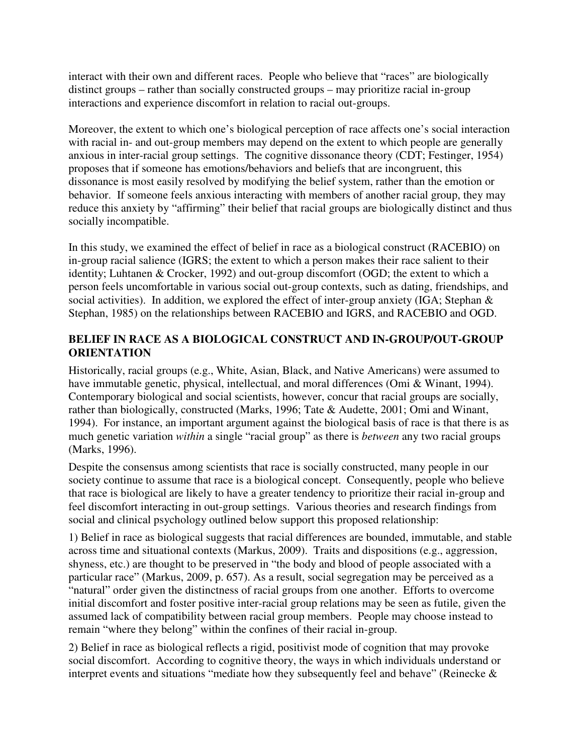interact with their own and different races. People who believe that "races" are biologically distinct groups – rather than socially constructed groups – may prioritize racial in-group interactions and experience discomfort in relation to racial out-groups.

Moreover, the extent to which one's biological perception of race affects one's social interaction with racial in- and out-group members may depend on the extent to which people are generally anxious in inter-racial group settings. The cognitive dissonance theory (CDT; Festinger, 1954) proposes that if someone has emotions/behaviors and beliefs that are incongruent, this dissonance is most easily resolved by modifying the belief system, rather than the emotion or behavior. If someone feels anxious interacting with members of another racial group, they may reduce this anxiety by "affirming" their belief that racial groups are biologically distinct and thus socially incompatible.

In this study, we examined the effect of belief in race as a biological construct (RACEBIO) on in-group racial salience (IGRS; the extent to which a person makes their race salient to their identity; Luhtanen & Crocker, 1992) and out-group discomfort (OGD; the extent to which a person feels uncomfortable in various social out-group contexts, such as dating, friendships, and social activities). In addition, we explored the effect of inter-group anxiety (IGA; Stephan & Stephan, 1985) on the relationships between RACEBIO and IGRS, and RACEBIO and OGD.

## BELIEF IN RACE AS A BIOLOGICAL CONSTRUCT AND IN-GROUP/OUT-GROUP ORIENTATION

Historically, racial groups (e.g., White, Asian, Black, and Native Americans) were assumed to have immutable genetic, physical, intellectual, and moral differences (Omi & Winant, 1994). Contemporary biological and social scientists, however, concur that racial groups are socially, rather than biologically, constructed (Marks, 1996; Tate & Audette, 2001; Omi and Winant, 1994). For instance, an important argument against the biological basis of race is that there is as much genetic variation *within* a single "racial group" as there is *between* any two racial groups (Marks, 1996).

Despite the consensus among scientists that race is socially constructed, many people in our society continue to assume that race is a biological concept. Consequently, people who believe that race is biological are likely to have a greater tendency to prioritize their racial in-group and feel discomfort interacting in out-group settings. Various theories and research findings from social and clinical psychology outlined below support this proposed relationship:

1) Belief in race as biological suggests that racial differences are bounded, immutable, and stable across time and situational contexts (Markus, 2009). Traits and dispositions (e.g., aggression, shyness, etc.) are thought to be preserved in "the body and blood of people associated with a particular race" (Markus, 2009, p. 657). As a result, social segregation may be perceived as a "natural" order given the distinctness of racial groups from one another. Efforts to overcome initial discomfort and foster positive inter-racial group relations may be seen as futile, given the assumed lack of compatibility between racial group members. People may choose instead to remain "where they belong" within the confines of their racial in-group.

2) Belief in race as biological reflects a rigid, positivist mode of cognition that may provoke social discomfort. According to cognitive theory, the ways in which individuals understand or interpret events and situations "mediate how they subsequently feel and behave" (Reinecke &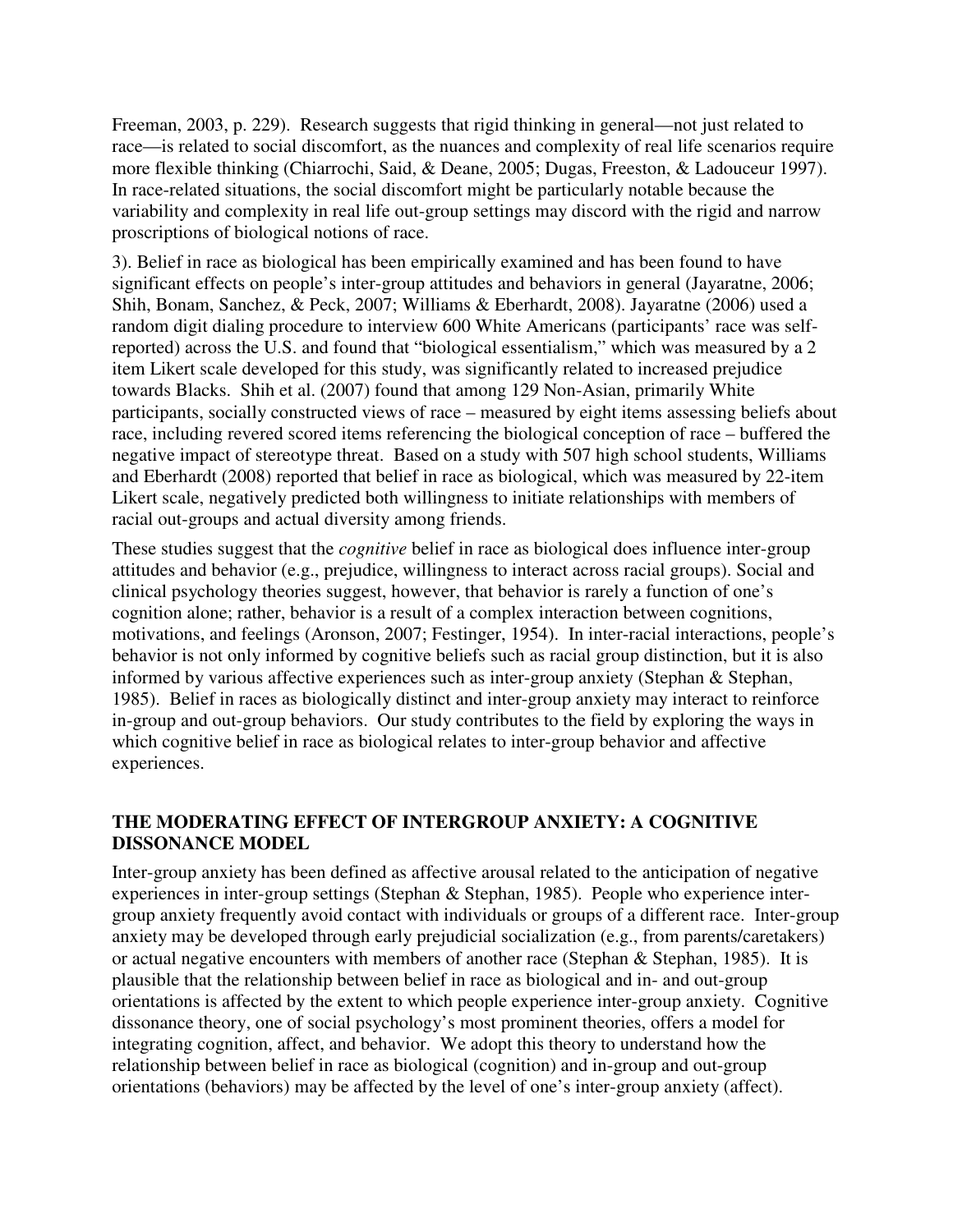Freeman, 2003, p. 229). Research suggests that rigid thinking in general—not just related to race—is related to social discomfort, as the nuances and complexity of real life scenarios require more flexible thinking (Chiarrochi, Said, & Deane, 2005; Dugas, Freeston, & Ladouceur 1997). In race-related situations, the social discomfort might be particularly notable because the variability and complexity in real life out-group settings may discord with the rigid and narrow proscriptions of biological notions of race.

3). Belief in race as biological has been empirically examined and has been found to have significant effects on people's inter-group attitudes and behaviors in general (Jayaratne, 2006; Shih, Bonam, Sanchez, & Peck, 2007; Williams & Eberhardt, 2008). Jayaratne (2006) used a random digit dialing procedure to interview 600 White Americans (participants' race was self-reported) across the U.S. and found that "biological essentialism," which was measured by a 2 item Likert scale developed for this study, was significantly related to increased prejudice towards Blacks. Shih et al. (2007) found that among 129 Non-Asian, primarily White participants, socially constructed views of race – measured by eight items assessing beliefs about race, including revered scored items referencing the biological conception of race – buffered the negative impact of stereotype threat. Based on a study with 507 high school students, Williams and Eberhardt (2008) reported that belief in race as biological, which was measured by 22-item Likert scale, negatively predicted both willingness to initiate relationships with members of racial out-groups and actual diversity among friends.

These studies suggest that the *cognitive* belief in race as biological does influence inter-group attitudes and behavior (e.g., prejudice, willingness to interact across racial groups). Social and clinical psychology theories suggest, however, that behavior is rarely a function of one's cognition alone; rather, behavior is a result of a complex interaction between cognitions, motivations, and feelings (Aronson, 2007; Festinger, 1954). In inter-racial interactions, people's behavior is not only informed by cognitive beliefs such as racial group distinction, but it is also informed by various affective experiences such as inter-group anxiety (Stephan & Stephan, 1985). Belief in races as biologically distinct and inter-group anxiety may interact to reinforce in-group and out-group behaviors. Our study contributes to the field by exploring the ways in which cognitive belief in race as biological relates to inter-group behavior and affective experiences.

## THE MODERATING EFFECT OF INTERGROUP ANXIETY: A COGNITIVE DISSONANCE MODEL

Inter-group anxiety has been defined as affective arousal related to the anticipation of negative experiences in inter-group settings (Stephan & Stephan, 1985). People who experience inter-group anxiety frequently avoid contact with individuals or groups of a different race. Inter-group anxiety may be developed through early prejudicial socialization (e.g., from parents/caretakers) or actual negative encounters with members of another race (Stephan & Stephan, 1985). It is plausible that the relationship between belief in race as biological and in- and out-group orientations is affected by the extent to which people experience inter-group anxiety. Cognitive dissonance theory, one of social psychology's most prominent theories, offers a model for integrating cognition, affect, and behavior. We adopt this theory to understand how the relationship between belief in race as biological (cognition) and in-group and out-group orientations (behaviors) may be affected by the level of one's inter-group anxiety (affect).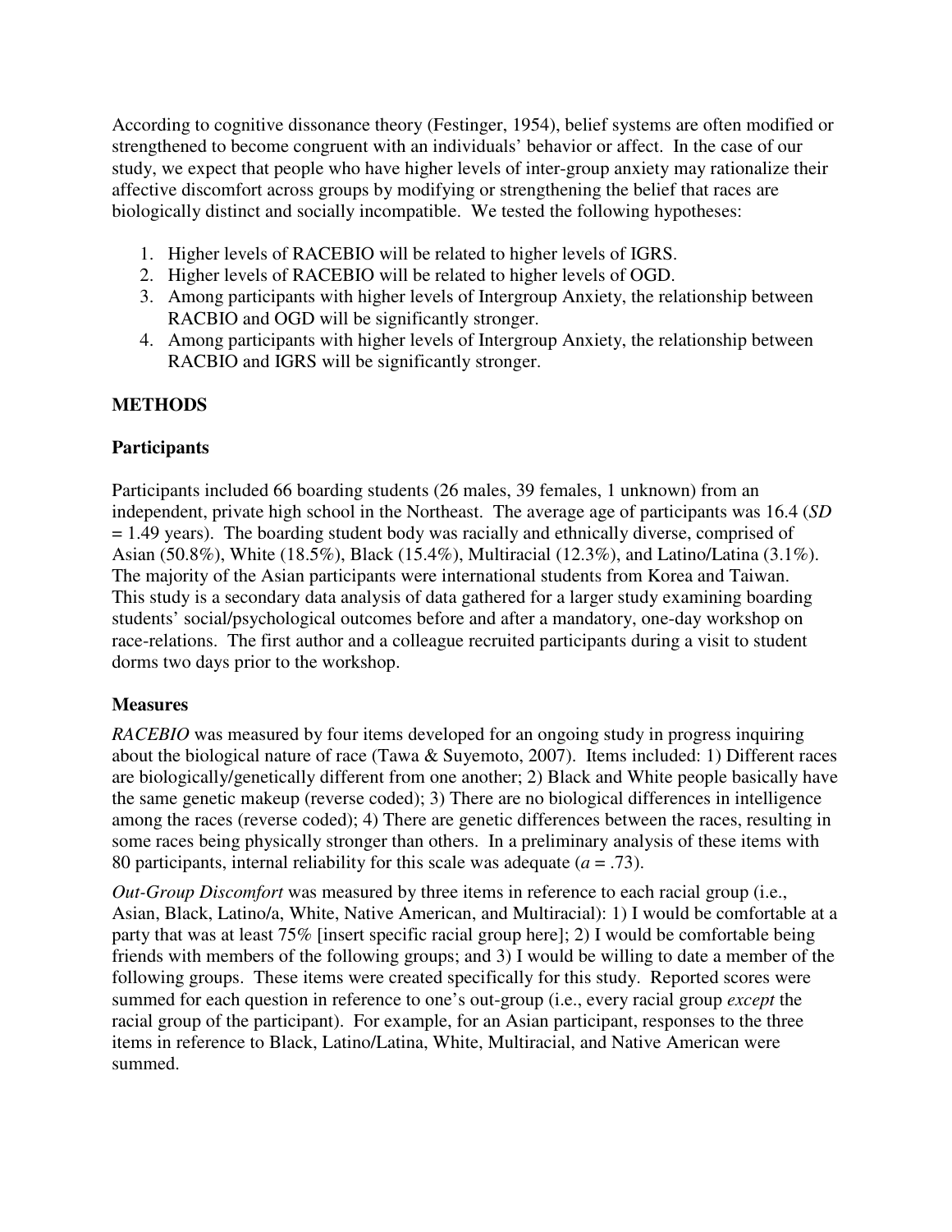According to cognitive dissonance theory (Festinger, 1954), belief systems are often modified or strengthened to become congruent with an individuals' behavior or affect. In the case of our study, we expect that people who have higher levels of inter-group anxiety may rationalize their affective discomfort across groups by modifying or strengthening the belief that races are biologically distinct and socially incompatible. We tested the following hypotheses:

1. Higher levels of RACEBIO will be related to higher levels of IGRS.
2. Higher levels of RACEBIO will be related to higher levels of OGD.
3. Among participants with higher levels of Intergroup Anxiety, the relationship between RACBIO and OGD will be significantly stronger.
4. Among participants with higher levels of Intergroup Anxiety, the relationship between RACBIO and IGRS will be significantly stronger.

## METHODS

### Participants

Participants included 66 boarding students (26 males, 39 females, 1 unknown) from an independent, private high school in the Northeast. The average age of participants was 16.4 (*SD* = 1.49 years). The boarding student body was racially and ethnically diverse, comprised of Asian (50.8%), White (18.5%), Black (15.4%), Multiracial (12.3%), and Latino/Latina (3.1%). The majority of the Asian participants were international students from Korea and Taiwan. This study is a secondary data analysis of data gathered for a larger study examining boarding students' social/psychological outcomes before and after a mandatory, one-day workshop on race-relations. The first author and a colleague recruited participants during a visit to student dorms two days prior to the workshop.

### Measures

*RACEBIO* was measured by four items developed for an ongoing study in progress inquiring about the biological nature of race (Tawa & Suyemoto, 2007). Items included: 1) Different races are biologically/genetically different from one another; 2) Black and White people basically have the same genetic makeup (reverse coded); 3) There are no biological differences in intelligence among the races (reverse coded); 4) There are genetic differences between the races, resulting in some races being physically stronger than others. In a preliminary analysis of these items with 80 participants, internal reliability for this scale was adequate ($a$ = .73).

*Out-Group Discomfort* was measured by three items in reference to each racial group (i.e., Asian, Black, Latino/a, White, Native American, and Multiracial): 1) I would be comfortable at a party that was at least 75% [insert specific racial group here]; 2) I would be comfortable being friends with members of the following groups; and 3) I would be willing to date a member of the following groups. These items were created specifically for this study. Reported scores were summed for each question in reference to one's out-group (i.e., every racial group *except* the racial group of the participant). For example, for an Asian participant, responses to the three items in reference to Black, Latino/Latina, White, Multiracial, and Native American were summed.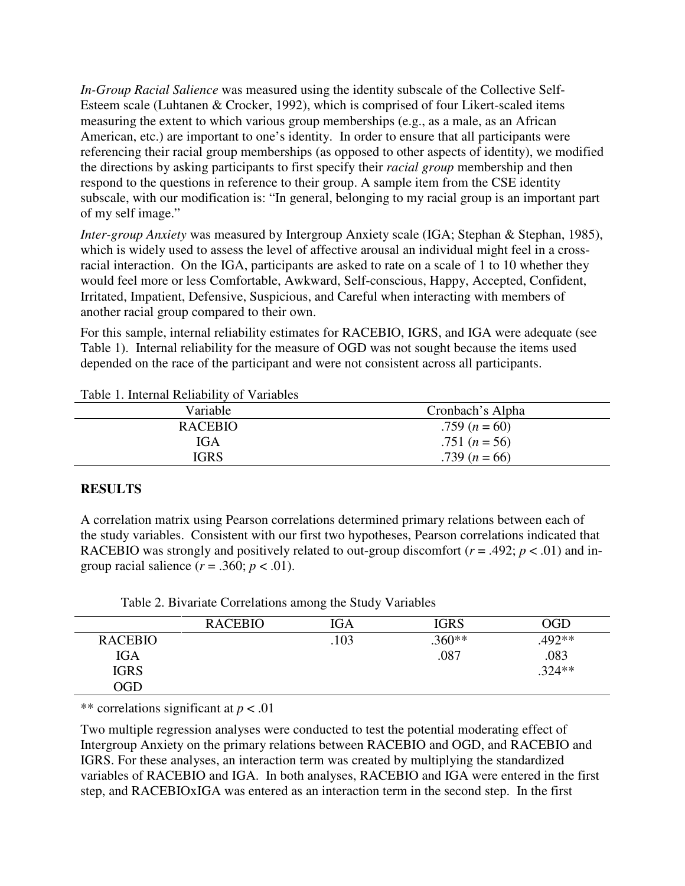*In-Group Racial Salience* was measured using the identity subscale of the Collective Self-Esteem scale (Luhtanen & Crocker, 1992), which is comprised of four Likert-scaled items measuring the extent to which various group memberships (e.g., as a male, as an African American, etc.) are important to one's identity. In order to ensure that all participants were referencing their racial group memberships (as opposed to other aspects of identity), we modified the directions by asking participants to first specify their *racial group* membership and then respond to the questions in reference to their group. A sample item from the CSE identity subscale, with our modification is: "In general, belonging to my racial group is an important part of my self image."

*Inter-group Anxiety* was measured by Intergroup Anxiety scale (IGA; Stephan & Stephan, 1985), which is widely used to assess the level of affective arousal an individual might feel in a cross-racial interaction. On the IGA, participants are asked to rate on a scale of 1 to 10 whether they would feel more or less Comfortable, Awkward, Self-conscious, Happy, Accepted, Confident, Irritated, Impatient, Defensive, Suspicious, and Careful when interacting with members of another racial group compared to their own.

For this sample, internal reliability estimates for RACEBIO, IGRS, and IGA were adequate (see Table 1). Internal reliability for the measure of OGD was not sought because the items used depended on the race of the participant and were not consistent across all participants.

Table 1. Internal Reliability of Variables

| Variable | Cronbach's Alpha |
|---|---|
| RACEBIO | .759 ($n = 60$) |
| IGA | .751 ($n = 56$) |
| IGRS | .739 ($n = 66$) |

## RESULTS

A correlation matrix using Pearson correlations determined primary relations between each of the study variables. Consistent with our first two hypotheses, Pearson correlations indicated that RACEBIO was strongly and positively related to out-group discomfort ($r = .492$; $p < .01$) and in-group racial salience ($r = .360$; $p < .01$).

Table 2. Bivariate Correlations among the Study Variables

| | RACEBIO | IGA | IGRS | OGD |
|---|---|---|---|---|
| RACEBIO | | .103 | .360** | .492** |
| IGA | | | .087 | .083 |
| IGRS | | | | .324** |
| OGD | | | | |

** correlations significant at $p < .01$

Two multiple regression analyses were conducted to test the potential moderating effect of Intergroup Anxiety on the primary relations between RACEBIO and OGD, and RACEBIO and IGRS. For these analyses, an interaction term was created by multiplying the standardized variables of RACEBIO and IGA. In both analyses, RACEBIO and IGA were entered in the first step, and RACEBIOxIGA was entered as an interaction term in the second step. In the first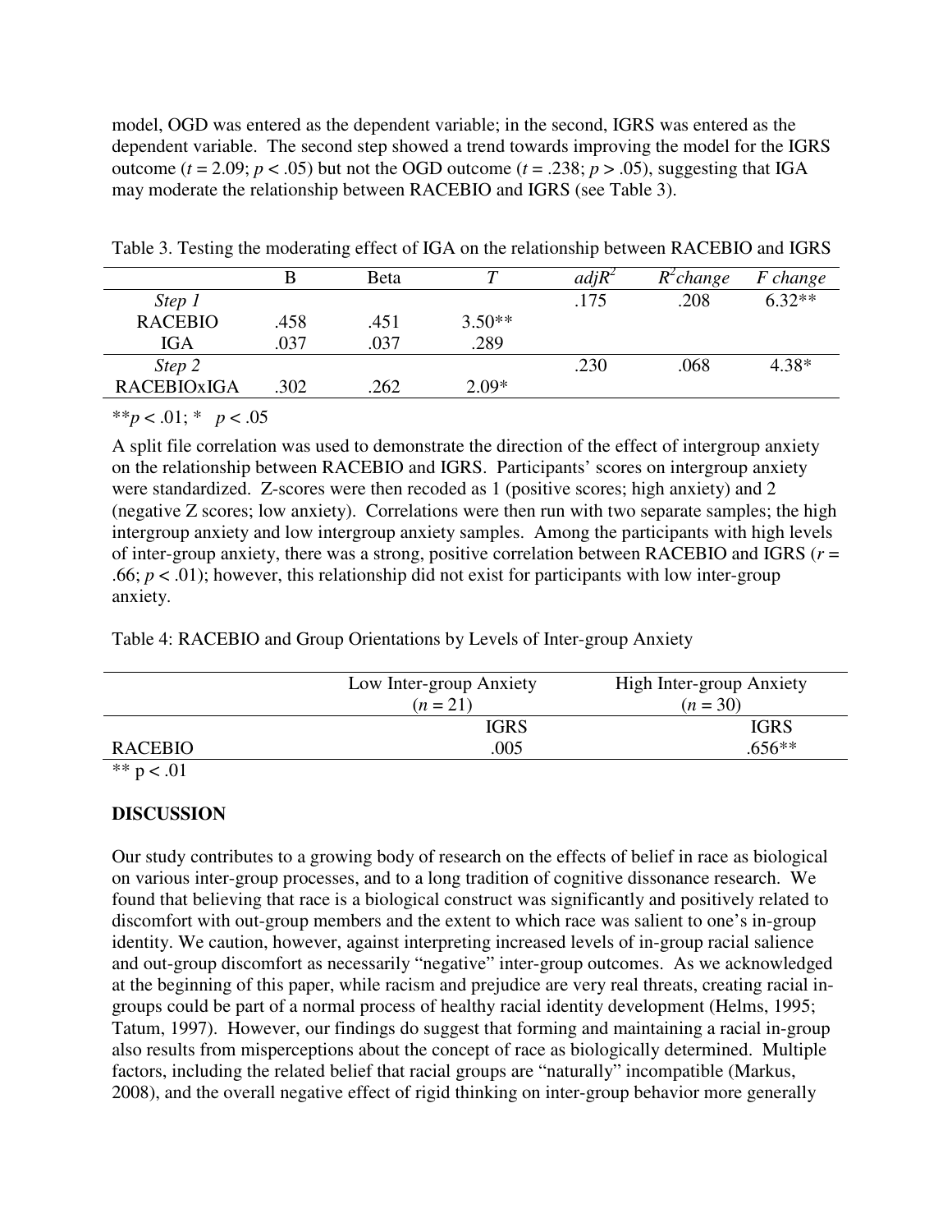model, OGD was entered as the dependent variable; in the second, IGRS was entered as the dependent variable. The second step showed a trend towards improving the model for the IGRS outcome ($t$ = 2.09; $p$ < .05) but not the OGD outcome ($t$ = .238; $p$ > .05), suggesting that IGA may moderate the relationship between RACEBIO and IGRS (see Table 3).

Table 3. Testing the moderating effect of IGA on the relationship between RACEBIO and IGRS

| | B | Beta | *T* | *adjR*$^2$ | *R*$^2$*change* | *F change* |
|---|---|---|---|---|---|---|
| *Step 1* | | | | .175 | .208 | 6.32** |
| RACEBIO | .458 | .451 | 3.50** | | | |
| IGA | .037 | .037 | .289 | | | |
| *Step 2* | | | | .230 | .068 | 4.38* |
| RACEBIOxIGA | .302 | .262 | 2.09* | | | |

**$p$ < .01; * $p$ < .05

A split file correlation was used to demonstrate the direction of the effect of intergroup anxiety on the relationship between RACEBIO and IGRS. Participants' scores on intergroup anxiety were standardized. Z-scores were then recoded as 1 (positive scores; high anxiety) and 2 (negative Z scores; low anxiety). Correlations were then run with two separate samples; the high intergroup anxiety and low intergroup anxiety samples. Among the participants with high levels of inter-group anxiety, there was a strong, positive correlation between RACEBIO and IGRS ($r$ = .66; $p$ < .01); however, this relationship did not exist for participants with low inter-group anxiety.

Table 4: RACEBIO and Group Orientations by Levels of Inter-group Anxiety

| | Low Inter-group Anxiety ($n$ = 21) | High Inter-group Anxiety ($n$ = 30) |
|---|---|---|
| | IGRS | IGRS |
| RACEBIO | .005 | .656** |

** p < .01

## DISCUSSION

Our study contributes to a growing body of research on the effects of belief in race as biological on various inter-group processes, and to a long tradition of cognitive dissonance research. We found that believing that race is a biological construct was significantly and positively related to discomfort with out-group members and the extent to which race was salient to one's in-group identity. We caution, however, against interpreting increased levels of in-group racial salience and out-group discomfort as necessarily "negative" inter-group outcomes. As we acknowledged at the beginning of this paper, while racism and prejudice are very real threats, creating racial in-groups could be part of a normal process of healthy racial identity development (Helms, 1995; Tatum, 1997). However, our findings do suggest that forming and maintaining a racial in-group also results from misperceptions about the concept of race as biologically determined. Multiple factors, including the related belief that racial groups are "naturally" incompatible (Markus, 2008), and the overall negative effect of rigid thinking on inter-group behavior more generally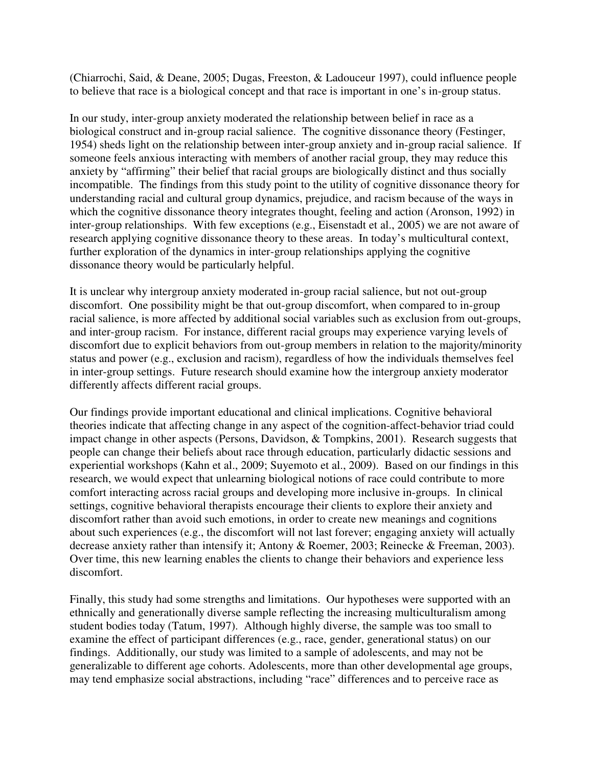(Chiarrochi, Said, & Deane, 2005; Dugas, Freeston, & Ladouceur 1997), could influence people to believe that race is a biological concept and that race is important in one's in-group status.

In our study, inter-group anxiety moderated the relationship between belief in race as a biological construct and in-group racial salience. The cognitive dissonance theory (Festinger, 1954) sheds light on the relationship between inter-group anxiety and in-group racial salience. If someone feels anxious interacting with members of another racial group, they may reduce this anxiety by "affirming" their belief that racial groups are biologically distinct and thus socially incompatible. The findings from this study point to the utility of cognitive dissonance theory for understanding racial and cultural group dynamics, prejudice, and racism because of the ways in which the cognitive dissonance theory integrates thought, feeling and action (Aronson, 1992) in inter-group relationships. With few exceptions (e.g., Eisenstadt et al., 2005) we are not aware of research applying cognitive dissonance theory to these areas. In today's multicultural context, further exploration of the dynamics in inter-group relationships applying the cognitive dissonance theory would be particularly helpful.

It is unclear why intergroup anxiety moderated in-group racial salience, but not out-group discomfort. One possibility might be that out-group discomfort, when compared to in-group racial salience, is more affected by additional social variables such as exclusion from out-groups, and inter-group racism. For instance, different racial groups may experience varying levels of discomfort due to explicit behaviors from out-group members in relation to the majority/minority status and power (e.g., exclusion and racism), regardless of how the individuals themselves feel in inter-group settings. Future research should examine how the intergroup anxiety moderator differently affects different racial groups.

Our findings provide important educational and clinical implications. Cognitive behavioral theories indicate that affecting change in any aspect of the cognition-affect-behavior triad could impact change in other aspects (Persons, Davidson, & Tompkins, 2001). Research suggests that people can change their beliefs about race through education, particularly didactic sessions and experiential workshops (Kahn et al., 2009; Suyemoto et al., 2009). Based on our findings in this research, we would expect that unlearning biological notions of race could contribute to more comfort interacting across racial groups and developing more inclusive in-groups. In clinical settings, cognitive behavioral therapists encourage their clients to explore their anxiety and discomfort rather than avoid such emotions, in order to create new meanings and cognitions about such experiences (e.g., the discomfort will not last forever; engaging anxiety will actually decrease anxiety rather than intensify it; Antony & Roemer, 2003; Reinecke & Freeman, 2003). Over time, this new learning enables the clients to change their behaviors and experience less discomfort.

Finally, this study had some strengths and limitations. Our hypotheses were supported with an ethnically and generationally diverse sample reflecting the increasing multiculturalism among student bodies today (Tatum, 1997). Although highly diverse, the sample was too small to examine the effect of participant differences (e.g., race, gender, generational status) on our findings. Additionally, our study was limited to a sample of adolescents, and may not be generalizable to different age cohorts. Adolescents, more than other developmental age groups, may tend emphasize social abstractions, including "race" differences and to perceive race as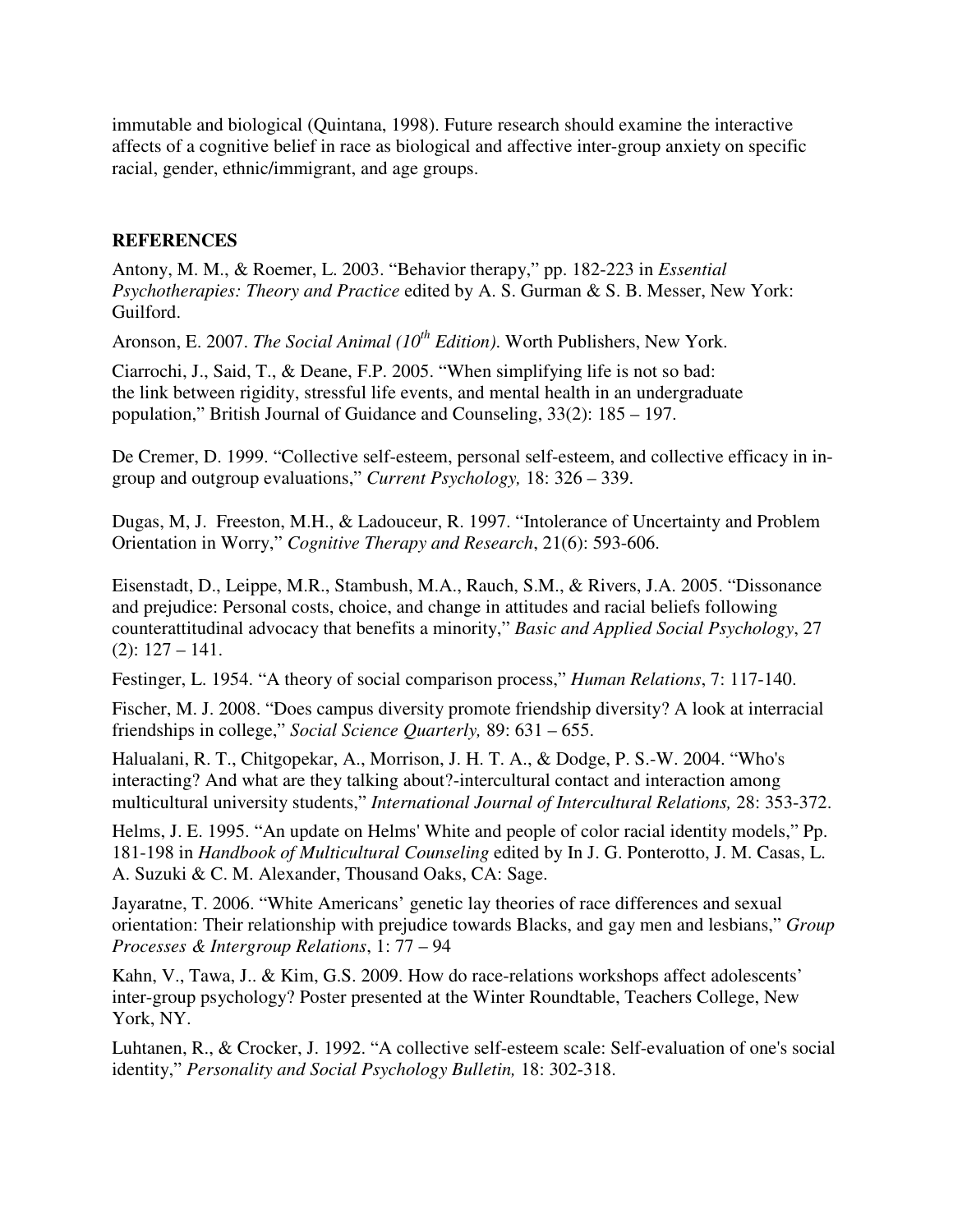immutable and biological (Quintana, 1998). Future research should examine the interactive affects of a cognitive belief in race as biological and affective inter-group anxiety on specific racial, gender, ethnic/immigrant, and age groups.

## REFERENCES

Antony, M. M., & Roemer, L. 2003. "Behavior therapy," pp. 182-223 in *Essential Psychotherapies: Theory and Practice* edited by A. S. Gurman & S. B. Messer, New York: Guilford.

Aronson, E. 2007. *The Social Animal (10th Edition)*. Worth Publishers, New York.

Ciarrochi, J., Said, T., & Deane, F.P. 2005. "When simplifying life is not so bad: the link between rigidity, stressful life events, and mental health in an undergraduate population," British Journal of Guidance and Counseling, 33(2): 185 – 197.

De Cremer, D. 1999. "Collective self-esteem, personal self-esteem, and collective efficacy in in-group and outgroup evaluations," *Current Psychology,* 18: 326 – 339.

Dugas, M, J. Freeston, M.H., & Ladouceur, R. 1997. "Intolerance of Uncertainty and Problem Orientation in Worry," *Cognitive Therapy and Research*, 21(6): 593-606.

Eisenstadt, D., Leippe, M.R., Stambush, M.A., Rauch, S.M., & Rivers, J.A. 2005. "Dissonance and prejudice: Personal costs, choice, and change in attitudes and racial beliefs following counterattitudinal advocacy that benefits a minority," *Basic and Applied Social Psychology*, 27 (2): 127 – 141.

Festinger, L. 1954. "A theory of social comparison process," *Human Relations*, 7: 117-140.

Fischer, M. J. 2008. "Does campus diversity promote friendship diversity? A look at interracial friendships in college," *Social Science Quarterly,* 89: 631 – 655.

Halualani, R. T., Chitgopekar, A., Morrison, J. H. T. A., & Dodge, P. S.-W. 2004. "Who's interacting? And what are they talking about?-intercultural contact and interaction among multicultural university students," *International Journal of Intercultural Relations,* 28: 353-372.

Helms, J. E. 1995. "An update on Helms' White and people of color racial identity models," Pp. 181-198 in *Handbook of Multicultural Counseling* edited by In J. G. Ponterotto, J. M. Casas, L. A. Suzuki & C. M. Alexander, Thousand Oaks, CA: Sage.

Jayaratne, T. 2006. "White Americans' genetic lay theories of race differences and sexual orientation: Their relationship with prejudice towards Blacks, and gay men and lesbians," *Group Processes & Intergroup Relations*, 1: 77 – 94

Kahn, V., Tawa, J.. & Kim, G.S. 2009. How do race-relations workshops affect adolescents' inter-group psychology? Poster presented at the Winter Roundtable, Teachers College, New York, NY.

Luhtanen, R., & Crocker, J. 1992. "A collective self-esteem scale: Self-evaluation of one's social identity," *Personality and Social Psychology Bulletin,* 18: 302-318.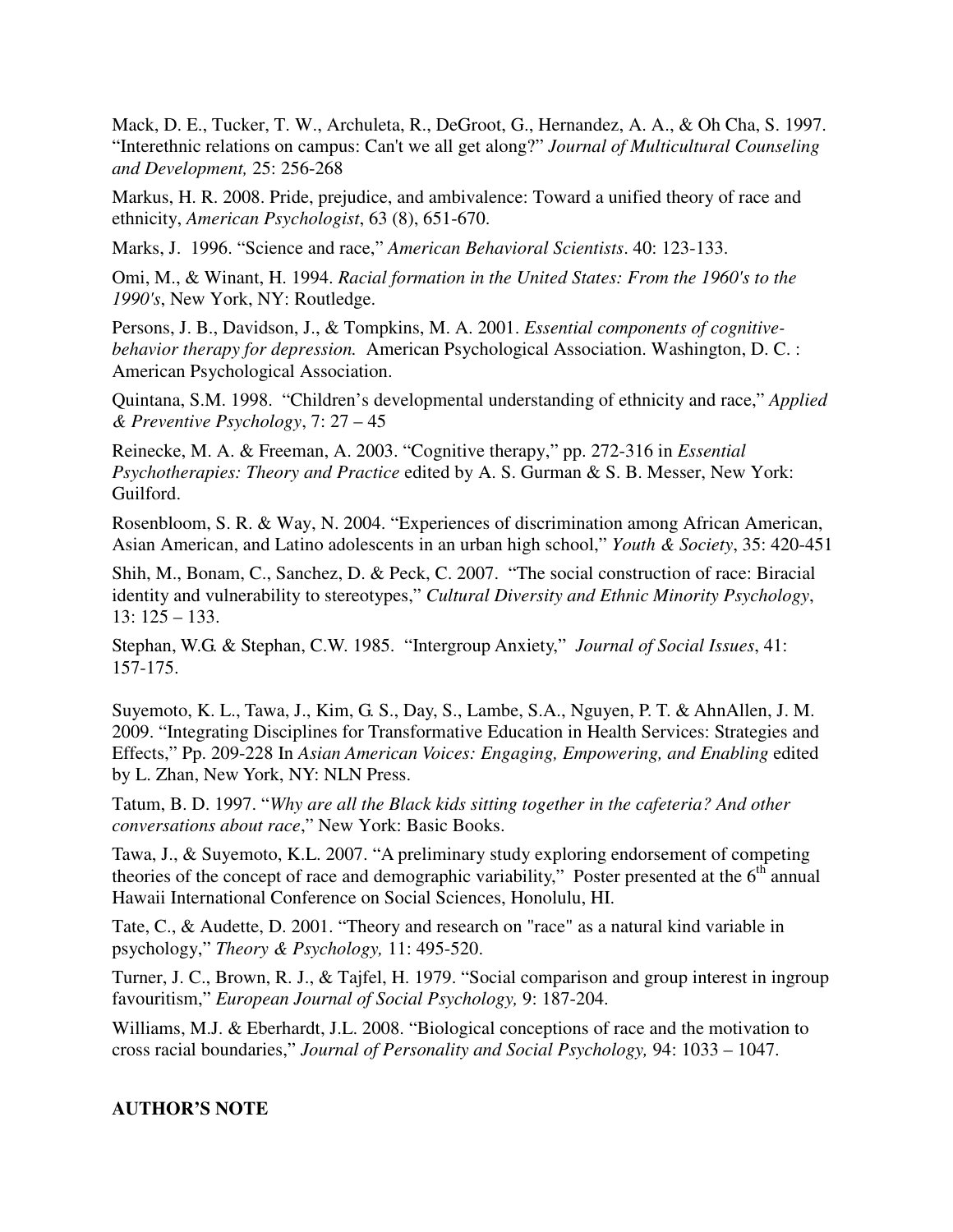Mack, D. E., Tucker, T. W., Archuleta, R., DeGroot, G., Hernandez, A. A., & Oh Cha, S. 1997. "Interethnic relations on campus: Can't we all get along?" *Journal of Multicultural Counseling and Development,* 25: 256-268

Markus, H. R. 2008. Pride, prejudice, and ambivalence: Toward a unified theory of race and ethnicity, *American Psychologist*, 63 (8), 651-670.

Marks, J. 1996. "Science and race," *American Behavioral Scientists*. 40: 123-133.

Omi, M., & Winant, H. 1994. *Racial formation in the United States: From the 1960's to the 1990's*, New York, NY: Routledge.

Persons, J. B., Davidson, J., & Tompkins, M. A. 2001. *Essential components of cognitive-behavior therapy for depression.* American Psychological Association. Washington, D. C. : American Psychological Association.

Quintana, S.M. 1998. "Children's developmental understanding of ethnicity and race," *Applied & Preventive Psychology*, 7: 27 – 45

Reinecke, M. A. & Freeman, A. 2003. "Cognitive therapy," pp. 272-316 in *Essential Psychotherapies: Theory and Practice* edited by A. S. Gurman & S. B. Messer, New York: Guilford.

Rosenbloom, S. R. & Way, N. 2004. "Experiences of discrimination among African American, Asian American, and Latino adolescents in an urban high school," *Youth & Society*, 35: 420-451

Shih, M., Bonam, C., Sanchez, D. & Peck, C. 2007. "The social construction of race: Biracial identity and vulnerability to stereotypes," *Cultural Diversity and Ethnic Minority Psychology*, 13: 125 – 133.

Stephan, W.G. & Stephan, C.W. 1985. "Intergroup Anxiety," *Journal of Social Issues*, 41: 157-175.

Suyemoto, K. L., Tawa, J., Kim, G. S., Day, S., Lambe, S.A., Nguyen, P. T. & AhnAllen, J. M. 2009. "Integrating Disciplines for Transformative Education in Health Services: Strategies and Effects," Pp. 209-228 In *Asian American Voices: Engaging, Empowering, and Enabling* edited by L. Zhan, New York, NY: NLN Press.

Tatum, B. D. 1997. "*Why are all the Black kids sitting together in the cafeteria? And other conversations about race*," New York: Basic Books.

Tawa, J., & Suyemoto, K.L. 2007. "A preliminary study exploring endorsement of competing theories of the concept of race and demographic variability," Poster presented at the 6th annual Hawaii International Conference on Social Sciences, Honolulu, HI.

Tate, C., & Audette, D. 2001. "Theory and research on "race" as a natural kind variable in psychology," *Theory & Psychology,* 11: 495-520.

Turner, J. C., Brown, R. J., & Tajfel, H. 1979. "Social comparison and group interest in ingroup favouritism," *European Journal of Social Psychology,* 9: 187-204.

Williams, M.J. & Eberhardt, J.L. 2008. "Biological conceptions of race and the motivation to cross racial boundaries," *Journal of Personality and Social Psychology,* 94: 1033 – 1047.

**AUTHOR'S NOTE**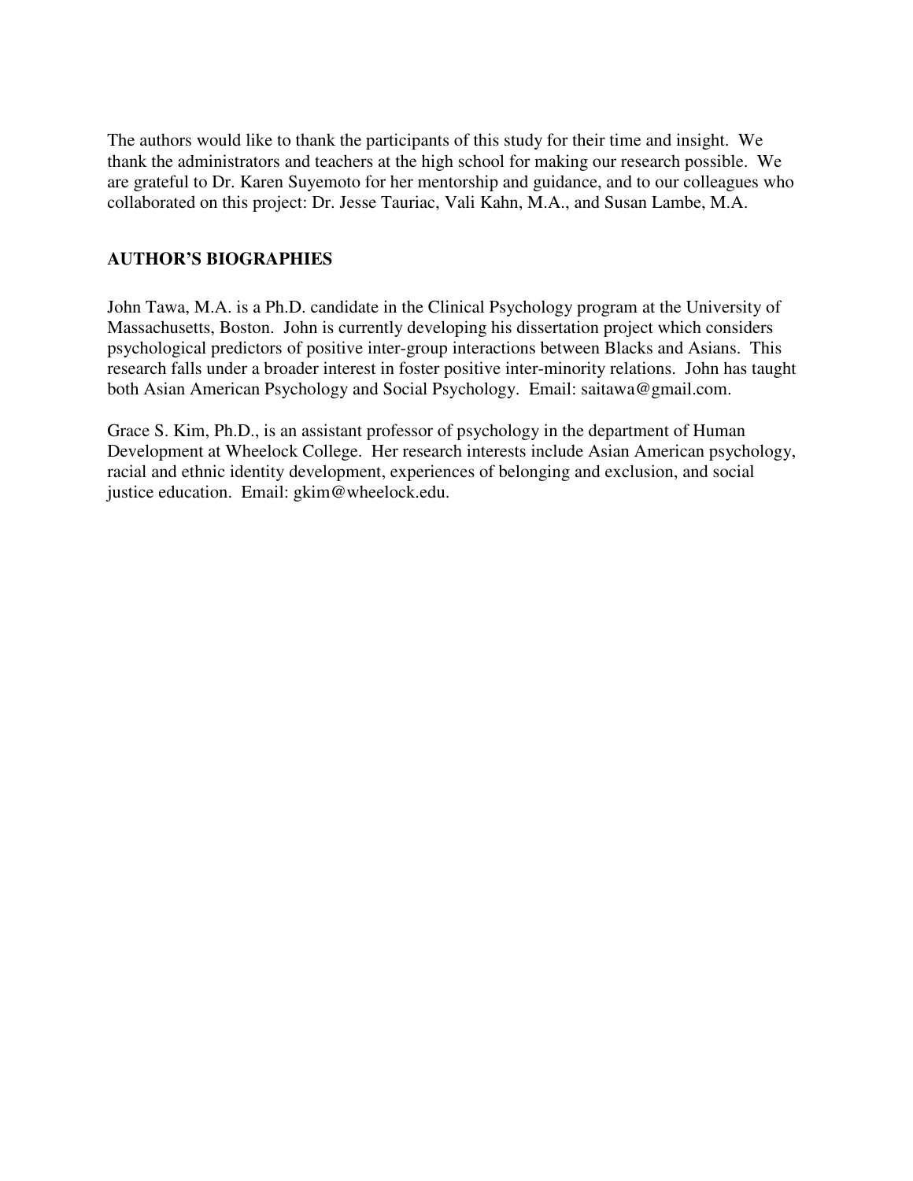The authors would like to thank the participants of this study for their time and insight. We thank the administrators and teachers at the high school for making our research possible. We are grateful to Dr. Karen Suyemoto for her mentorship and guidance, and to our colleagues who collaborated on this project: Dr. Jesse Tauriac, Vali Kahn, M.A., and Susan Lambe, M.A.

## AUTHOR'S BIOGRAPHIES

John Tawa, M.A. is a Ph.D. candidate in the Clinical Psychology program at the University of Massachusetts, Boston. John is currently developing his dissertation project which considers psychological predictors of positive inter-group interactions between Blacks and Asians. This research falls under a broader interest in foster positive inter-minority relations. John has taught both Asian American Psychology and Social Psychology. Email: saitawa@gmail.com.

Grace S. Kim, Ph.D., is an assistant professor of psychology in the department of Human Development at Wheelock College. Her research interests include Asian American psychology, racial and ethnic identity development, experiences of belonging and exclusion, and social justice education. Email: gkim@wheelock.edu.